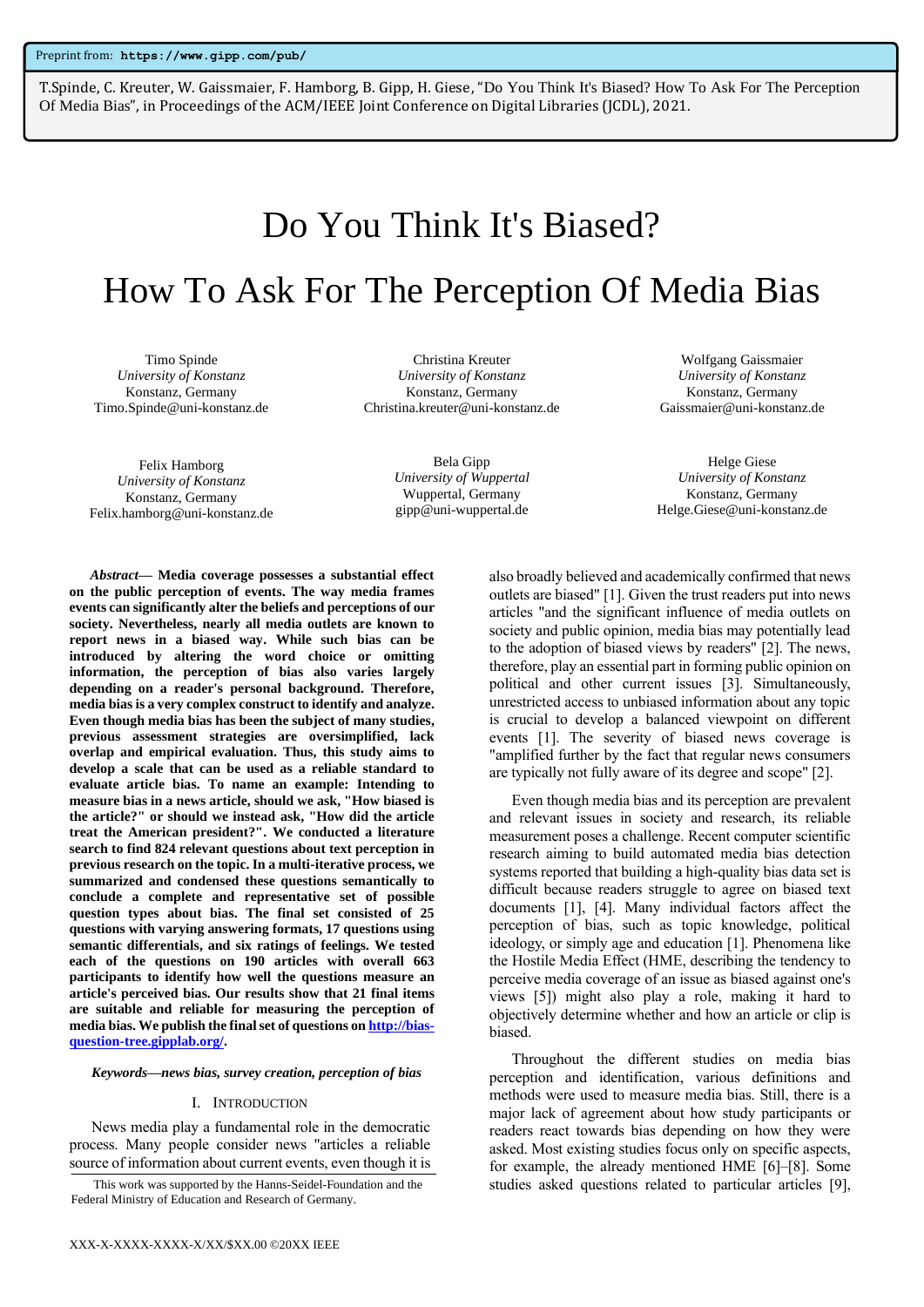Preprint from: **https://www.gipp.com/pub/**

T.Spinde, C. Kreuter, W. Gaissmaier, F. Hamborg, B. Gipp, H. Giese, "Do You Think It's Biased? How To Ask For The Perception Of Media Bias", in Proceedings of the ACM/IEEE Joint Conference on Digital Libraries (JCDL), 2021.

# Do You Think It's Biased? How To Ask For The Perception Of Media Bias

Timo Spinde
*University of Konstanz*
Konstanz, Germany
Timo.Spinde@uni-konstanz.de

Christina Kreuter
*University of Konstanz*
Konstanz, Germany
Christina.kreuter@uni-konstanz.de

Wolfgang Gaissmaier
*University of Konstanz*
Konstanz, Germany
Gaissmaier@uni-konstanz.de

Felix Hamborg
*University of Konstanz*
Konstanz, Germany
Felix.hamborg@uni-konstanz.de

Bela Gipp
*University of Wuppertal*
Wuppertal, Germany
gipp@uni-wuppertal.de

Helge Giese
*University of Konstanz*
Konstanz, Germany
Helge.Giese@uni-konstanz.de

***Abstract*— Media coverage possesses a substantial effect on the public perception of events. The way media frames events can significantly alter the beliefs and perceptions of our society. Nevertheless, nearly all media outlets are known to report news in a biased way. While such bias can be introduced by altering the word choice or omitting information, the perception of bias also varies largely depending on a reader's personal background. Therefore, media bias is a very complex construct to identify and analyze. Even though media bias has been the subject of many studies, previous assessment strategies are oversimplified, lack overlap and empirical evaluation. Thus, this study aims to develop a scale that can be used as a reliable standard to evaluate article bias. To name an example: Intending to measure bias in a news article, should we ask, "How biased is the article?" or should we instead ask, "How did the article treat the American president?". We conducted a literature search to find 824 relevant questions about text perception in previous research on the topic. In a multi-iterative process, we summarized and condensed these questions semantically to conclude a complete and representative set of possible question types about bias. The final set consisted of 25 questions with varying answering formats, 17 questions using semantic differentials, and six ratings of feelings. We tested each of the questions on 190 articles with overall 663 participants to identify how well the questions measure an article's perceived bias. Our results show that 21 final items are suitable and reliable for measuring the perception of media bias. We publish the final set of questions on http://bias-question-tree.gipplab.org/.**

***Keywords—news bias, survey creation, perception of bias***

## I. Introduction

News media play a fundamental role in the democratic process. Many people consider news "articles a reliable source of information about current events, even though it is also broadly believed and academically confirmed that news outlets are biased" [1]. Given the trust readers put into news articles "and the significant influence of media outlets on society and public opinion, media bias may potentially lead to the adoption of biased views by readers" [2]. The news, therefore, play an essential part in forming public opinion on political and other current issues [3]. Simultaneously, unrestricted access to unbiased information about any topic is crucial to develop a balanced viewpoint on different events [1]. The severity of biased news coverage is "amplified further by the fact that regular news consumers are typically not fully aware of its degree and scope" [2].

Even though media bias and its perception are prevalent and relevant issues in society and research, its reliable measurement poses a challenge. Recent computer scientific research aiming to build automated media bias detection systems reported that building a high-quality bias data set is difficult because readers struggle to agree on biased text documents [1], [4]. Many individual factors affect the perception of bias, such as topic knowledge, political ideology, or simply age and education [1]. Phenomena like the Hostile Media Effect (HME, describing the tendency to perceive media coverage of an issue as biased against one's views [5]) might also play a role, making it hard to objectively determine whether and how an article or clip is biased.

Throughout the different studies on media bias perception and identification, various definitions and methods were used to measure media bias. Still, there is a major lack of agreement about how study participants or readers react towards bias depending on how they were asked. Most existing studies focus only on specific aspects, for example, the already mentioned HME [6]–[8]. Some studies asked questions related to particular articles [9],

This work was supported by the Hanns-Seidel-Foundation and the Federal Ministry of Education and Research of Germany.

XXX-X-XXXX-XXXX-X/XX/$XX.00 ©20XX IEEE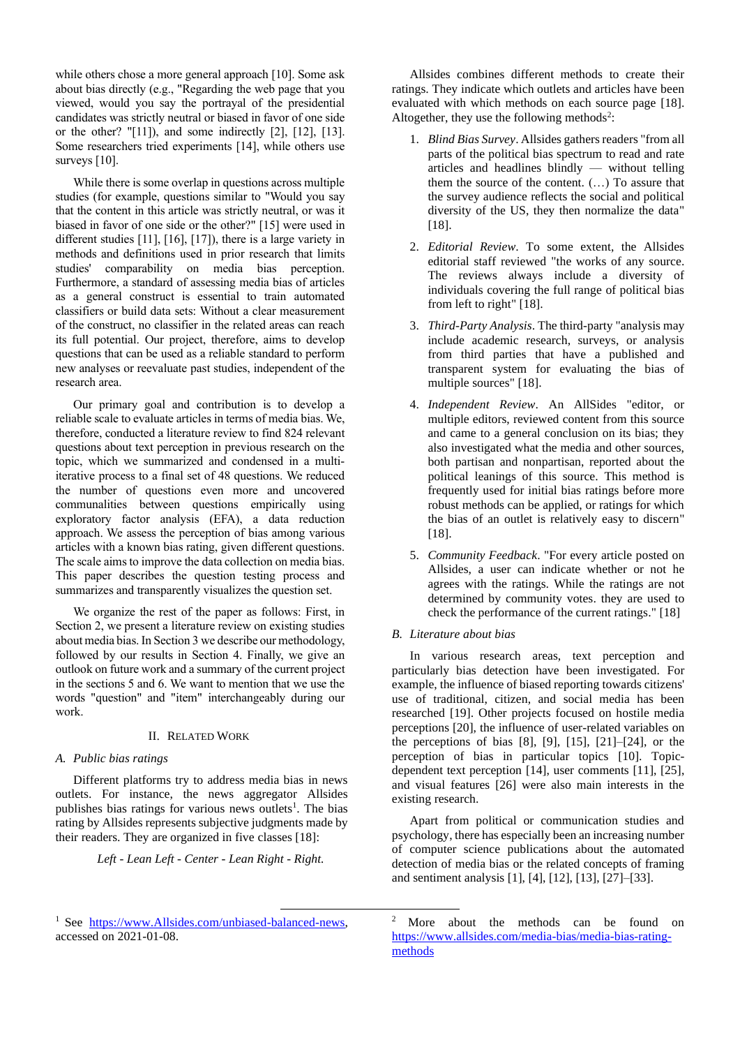while others chose a more general approach [10]. Some ask about bias directly (e.g., "Regarding the web page that you viewed, would you say the portrayal of the presidential candidates was strictly neutral or biased in favor of one side or the other? "[11]), and some indirectly [2], [12], [13]. Some researchers tried experiments [14], while others use surveys [10].

While there is some overlap in questions across multiple studies (for example, questions similar to "Would you say that the content in this article was strictly neutral, or was it biased in favor of one side or the other?" [15] were used in different studies [11], [16], [17]), there is a large variety in methods and definitions used in prior research that limits studies' comparability on media bias perception. Furthermore, a standard of assessing media bias of articles as a general construct is essential to train automated classifiers or build data sets: Without a clear measurement of the construct, no classifier in the related areas can reach its full potential. Our project, therefore, aims to develop questions that can be used as a reliable standard to perform new analyses or reevaluate past studies, independent of the research area.

Our primary goal and contribution is to develop a reliable scale to evaluate articles in terms of media bias. We, therefore, conducted a literature review to find 824 relevant questions about text perception in previous research on the topic, which we summarized and condensed in a multi-iterative process to a final set of 48 questions. We reduced the number of questions even more and uncovered communalities between questions empirically using exploratory factor analysis (EFA), a data reduction approach. We assess the perception of bias among various articles with a known bias rating, given different questions. The scale aims to improve the data collection on media bias. This paper describes the question testing process and summarizes and transparently visualizes the question set.

We organize the rest of the paper as follows: First, in Section 2, we present a literature review on existing studies about media bias. In Section 3 we describe our methodology, followed by our results in Section 4. Finally, we give an outlook on future work and a summary of the current project in the sections 5 and 6. We want to mention that we use the words "question" and "item" interchangeably during our work.

## II. Related Work

### A. Public bias ratings

Different platforms try to address media bias in news outlets. For instance, the news aggregator Allsides publishes bias ratings for various news outlets[1]. The bias rating by Allsides represents subjective judgments made by their readers. They are organized in five classes [18]:

*Left - Lean Left - Center - Lean Right - Right.*

Allsides combines different methods to create their ratings. They indicate which outlets and articles have been evaluated with which methods on each source page [18]. Altogether, they use the following methods[2]:

1. *Blind Bias Survey*. Allsides gathers readers "from all parts of the political bias spectrum to read and rate articles and headlines blindly — without telling them the source of the content. (…) To assure that the survey audience reflects the social and political diversity of the US, they then normalize the data" [18].

2. *Editorial Review*. To some extent, the Allsides editorial staff reviewed "the works of any source. The reviews always include a diversity of individuals covering the full range of political bias from left to right" [18].

3. *Third-Party Analysis*. The third-party "analysis may include academic research, surveys, or analysis from third parties that have a published and transparent system for evaluating the bias of multiple sources" [18].

4. *Independent Review*. An AllSides "editor, or multiple editors, reviewed content from this source and came to a general conclusion on its bias; they also investigated what the media and other sources, both partisan and nonpartisan, reported about the political leanings of this source. This method is frequently used for initial bias ratings before more robust methods can be applied, or ratings for which the bias of an outlet is relatively easy to discern" [18].

5. *Community Feedback*. "For every article posted on Allsides, a user can indicate whether or not he agrees with the ratings. While the ratings are not determined by community votes. they are used to check the performance of the current ratings." [18]

### B. Literature about bias

In various research areas, text perception and particularly bias detection have been investigated. For example, the influence of biased reporting towards citizens' use of traditional, citizen, and social media has been researched [19]. Other projects focused on hostile media perceptions [20], the influence of user-related variables on the perceptions of bias [8], [9], [15], [21]–[24], or the perception of bias in particular topics [10]. Topic-dependent text perception [14], user comments [11], [25], and visual features [26] were also main interests in the existing research.

Apart from political or communication studies and psychology, there has especially been an increasing number of computer science publications about the automated detection of media bias or the related concepts of framing and sentiment analysis [1], [4], [12], [13], [27]–[33].

[1] See https://www.Allsides.com/unbiased-balanced-news, accessed on 2021-01-08.

[2] More about the methods can be found on https://www.allsides.com/media-bias/media-bias-rating-methods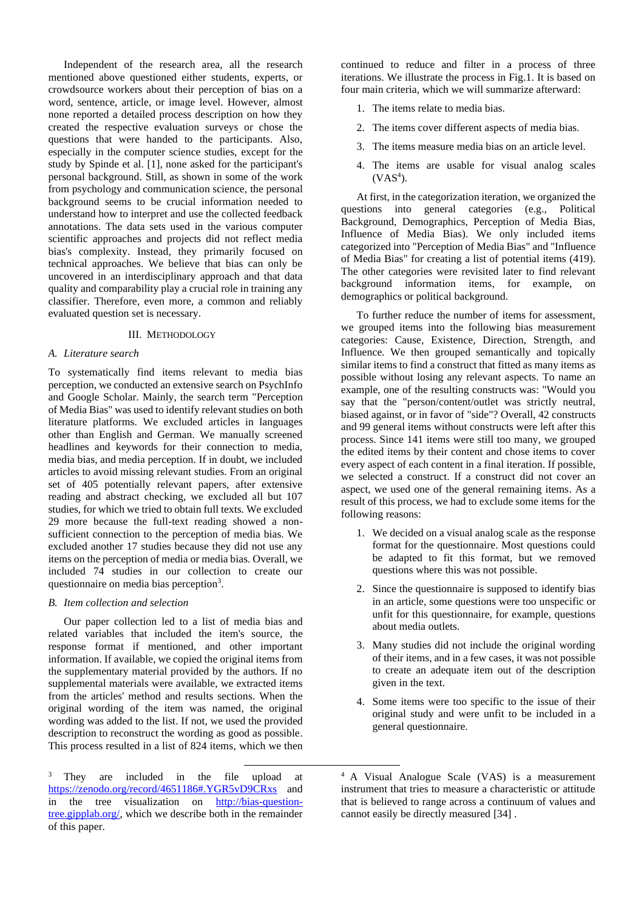Independent of the research area, all the research mentioned above questioned either students, experts, or crowdsource workers about their perception of bias on a word, sentence, article, or image level. However, almost none reported a detailed process description on how they created the respective evaluation surveys or chose the questions that were handed to the participants. Also, especially in the computer science studies, except for the study by Spinde et al. [1], none asked for the participant's personal background. Still, as shown in some of the work from psychology and communication science, the personal background seems to be crucial information needed to understand how to interpret and use the collected feedback annotations. The data sets used in the various computer scientific approaches and projects did not reflect media bias's complexity. Instead, they primarily focused on technical approaches. We believe that bias can only be uncovered in an interdisciplinary approach and that data quality and comparability play a crucial role in training any classifier. Therefore, even more, a common and reliably evaluated question set is necessary.

## III. Methodology

### A. Literature search

To systematically find items relevant to media bias perception, we conducted an extensive search on PsychInfo and Google Scholar. Mainly, the search term "Perception of Media Bias" was used to identify relevant studies on both literature platforms. We excluded articles in languages other than English and German. We manually screened headlines and keywords for their connection to media, media bias, and media perception. If in doubt, we included articles to avoid missing relevant studies. From an original set of 405 potentially relevant papers, after extensive reading and abstract checking, we excluded all but 107 studies, for which we tried to obtain full texts. We excluded 29 more because the full-text reading showed a non-sufficient connection to the perception of media bias. We excluded another 17 studies because they did not use any items on the perception of media or media bias. Overall, we included 74 studies in our collection to create our questionnaire on media bias perception[3].

### B. Item collection and selection

Our paper collection led to a list of media bias and related variables that included the item's source, the response format if mentioned, and other important information. If available, we copied the original items from the supplementary material provided by the authors. If no supplemental materials were available, we extracted items from the articles' method and results sections. When the original wording of the item was named, the original wording was added to the list. If not, we used the provided description to reconstruct the wording as good as possible. This process resulted in a list of 824 items, which we then continued to reduce and filter in a process of three iterations. We illustrate the process in Fig.1. It is based on four main criteria, which we will summarize afterward:

1. The items relate to media bias.
2. The items cover different aspects of media bias.
3. The items measure media bias on an article level.
4. The items are usable for visual analog scales (VAS[4]).

At first, in the categorization iteration, we organized the questions into general categories (e.g., Political Background, Demographics, Perception of Media Bias, Influence of Media Bias). We only included items categorized into "Perception of Media Bias" and "Influence of Media Bias" for creating a list of potential items (419). The other categories were revisited later to find relevant background information items, for example, on demographics or political background.

To further reduce the number of items for assessment, we grouped items into the following bias measurement categories: Cause, Existence, Direction, Strength, and Influence. We then grouped semantically and topically similar items to find a construct that fitted as many items as possible without losing any relevant aspects. To name an example, one of the resulting constructs was: "Would you say that the "person/content/outlet was strictly neutral, biased against, or in favor of "side"? Overall, 42 constructs and 99 general items without constructs were left after this process. Since 141 items were still too many, we grouped the edited items by their content and chose items to cover every aspect of each content in a final iteration. If possible, we selected a construct. If a construct did not cover an aspect, we used one of the general remaining items. As a result of this process, we had to exclude some items for the following reasons:

1. We decided on a visual analog scale as the response format for the questionnaire. Most questions could be adapted to fit this format, but we removed questions where this was not possible.
2. Since the questionnaire is supposed to identify bias in an article, some questions were too unspecific or unfit for this questionnaire, for example, questions about media outlets.
3. Many studies did not include the original wording of their items, and in a few cases, it was not possible to create an adequate item out of the description given in the text.
4. Some items were too specific to the issue of their original study and were unfit to be included in a general questionnaire.

---

[3] They are included in the file upload at https://zenodo.org/record/4651186#.YGR5vD9CRxs and in the tree visualization on http://bias-question-tree.gipplab.org/, which we describe both in the remainder of this paper.

[4] A Visual Analogue Scale (VAS) is a measurement instrument that tries to measure a characteristic or attitude that is believed to range across a continuum of values and cannot easily be directly measured [34] .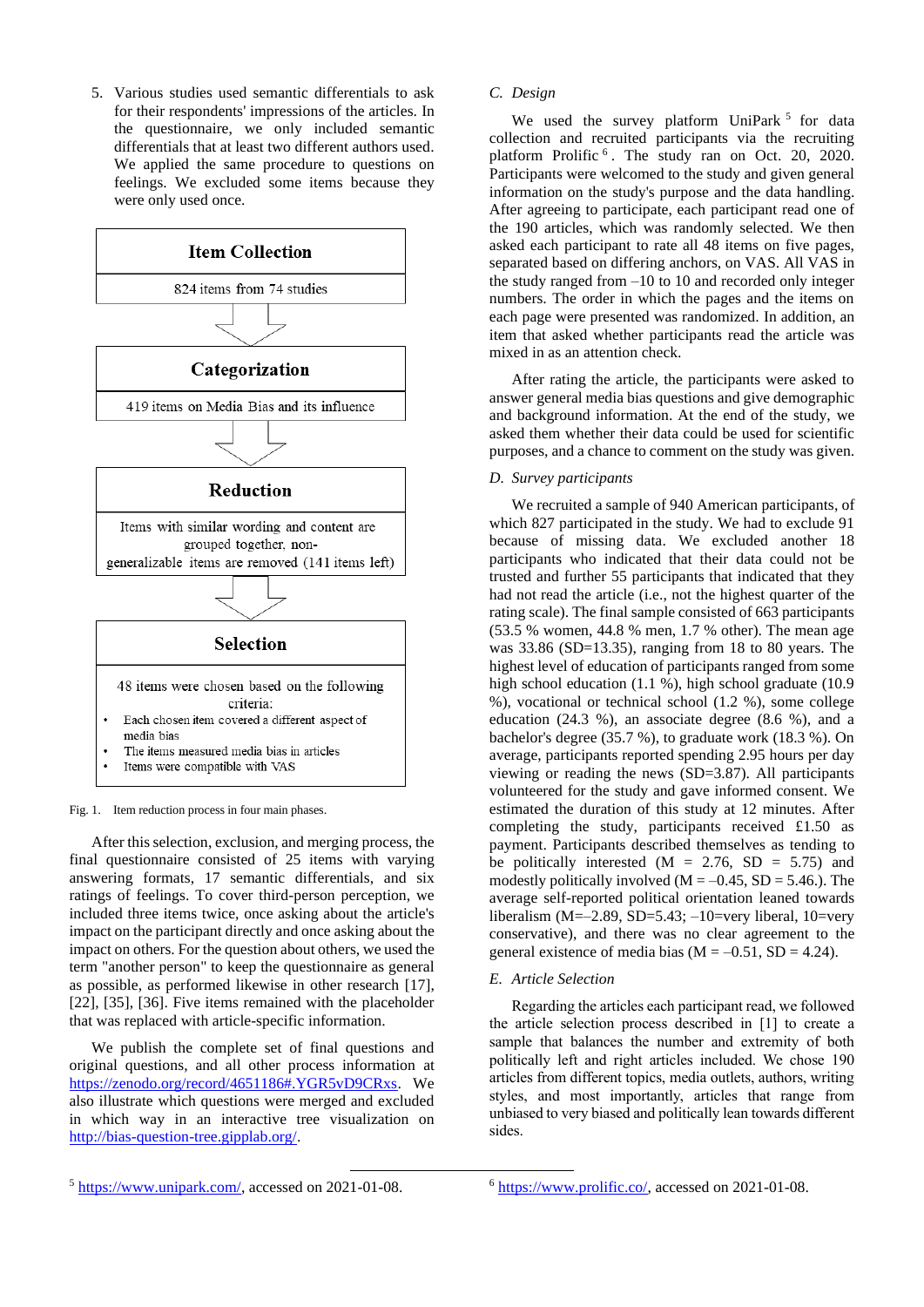5. Various studies used semantic differentials to ask for their respondents' impressions of the articles. In the questionnaire, we only included semantic differentials that at least two different authors used. We applied the same procedure to questions on feelings. We excluded some items because they were only used once.

**Item Collection**

824 items from 74 studies

**Categorization**

419 items on Media Bias and its influence

**Reduction**

Items with similar wording and content are grouped together, non-generalizable items are removed (141 items left)

**Selection**

48 items were chosen based on the following criteria:

- Each chosen item covered a different aspect of media bias
- The items measured media bias in articles
- Items were compatible with VAS

Fig. 1. Item reduction process in four main phases.

After this selection, exclusion, and merging process, the final questionnaire consisted of 25 items with varying answering formats, 17 semantic differentials, and six ratings of feelings. To cover third-person perception, we included three items twice, once asking about the article's impact on the participant directly and once asking about the impact on others. For the question about others, we used the term "another person" to keep the questionnaire as general as possible, as performed likewise in other research [17], [22], [35], [36]. Five items remained with the placeholder that was replaced with article-specific information.

We publish the complete set of final questions and original questions, and all other process information at https://zenodo.org/record/4651186#.YGR5vD9CRxs. We also illustrate which questions were merged and excluded in which way in an interactive tree visualization on http://bias-question-tree.gipplab.org/.

### *C. Design*

We used the survey platform UniPark [5] for data collection and recruited participants via the recruiting platform Prolific [6]. The study ran on Oct. 20, 2020. Participants were welcomed to the study and given general information on the study's purpose and the data handling. After agreeing to participate, each participant read one of the 190 articles, which was randomly selected. We then asked each participant to rate all 48 items on five pages, separated based on differing anchors, on VAS. All VAS in the study ranged from –10 to 10 and recorded only integer numbers. The order in which the pages and the items on each page were presented was randomized. In addition, an item that asked whether participants read the article was mixed in as an attention check.

After rating the article, the participants were asked to answer general media bias questions and give demographic and background information. At the end of the study, we asked them whether their data could be used for scientific purposes, and a chance to comment on the study was given.

### *D. Survey participants*

We recruited a sample of 940 American participants, of which 827 participated in the study. We had to exclude 91 because of missing data. We excluded another 18 participants who indicated that their data could not be trusted and further 55 participants that indicated that they had not read the article (i.e., not the highest quarter of the rating scale). The final sample consisted of 663 participants (53.5 % women, 44.8 % men, 1.7 % other). The mean age was 33.86 (SD=13.35), ranging from 18 to 80 years. The highest level of education of participants ranged from some high school education (1.1 %), high school graduate (10.9 %), vocational or technical school (1.2 %), some college education (24.3 %), an associate degree (8.6 %), and a bachelor's degree (35.7 %), to graduate work (18.3 %). On average, participants reported spending 2.95 hours per day viewing or reading the news (SD=3.87). All participants volunteered for the study and gave informed consent. We estimated the duration of this study at 12 minutes. After completing the study, participants received £1.50 as payment. Participants described themselves as tending to be politically interested (M = 2.76, SD = 5.75) and modestly politically involved (M = –0.45, SD = 5.46.). The average self-reported political orientation leaned towards liberalism (M=–2.89, SD=5.43; –10=very liberal, 10=very conservative), and there was no clear agreement to the general existence of media bias (M = –0.51, SD = 4.24).

### *E. Article Selection*

Regarding the articles each participant read, we followed the article selection process described in [1] to create a sample that balances the number and extremity of both politically left and right articles included. We chose 190 articles from different topics, media outlets, authors, writing styles, and most importantly, articles that range from unbiased to very biased and politically lean towards different sides.

[5] https://www.unipark.com/, accessed on 2021-01-08.

[6] https://www.prolific.co/, accessed on 2021-01-08.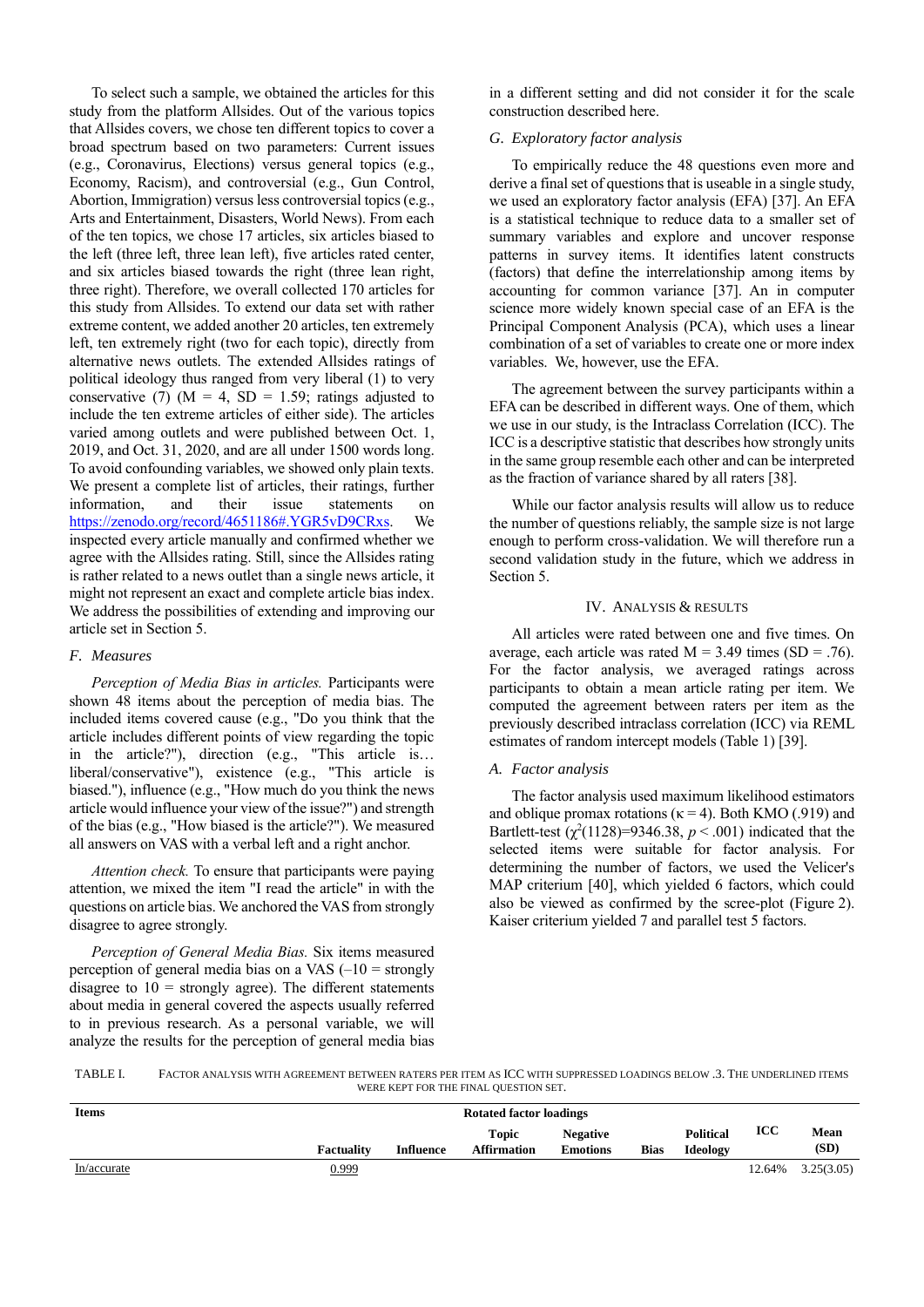To select such a sample, we obtained the articles for this study from the platform Allsides. Out of the various topics that Allsides covers, we chose ten different topics to cover a broad spectrum based on two parameters: Current issues (e.g., Coronavirus, Elections) versus general topics (e.g., Economy, Racism), and controversial (e.g., Gun Control, Abortion, Immigration) versus less controversial topics (e.g., Arts and Entertainment, Disasters, World News). From each of the ten topics, we chose 17 articles, six articles biased to the left (three left, three lean left), five articles rated center, and six articles biased towards the right (three lean right, three right). Therefore, we overall collected 170 articles for this study from Allsides. To extend our data set with rather extreme content, we added another 20 articles, ten extremely left, ten extremely right (two for each topic), directly from alternative news outlets. The extended Allsides ratings of political ideology thus ranged from very liberal (1) to very conservative (7) (M = 4, SD = 1.59; ratings adjusted to include the ten extreme articles of either side). The articles varied among outlets and were published between Oct. 1, 2019, and Oct. 31, 2020, and are all under 1500 words long. To avoid confounding variables, we showed only plain texts. We present a complete list of articles, their ratings, further information, and their issue statements on https://zenodo.org/record/4651186#.YGR5vD9CRxs. We inspected every article manually and confirmed whether we agree with the Allsides rating. Still, since the Allsides rating is rather related to a news outlet than a single news article, it might not represent an exact and complete article bias index. We address the possibilities of extending and improving our article set in Section 5.

### F. Measures

*Perception of Media Bias in articles.* Participants were shown 48 items about the perception of media bias. The included items covered cause (e.g., "Do you think that the article includes different points of view regarding the topic in the article?"), direction (e.g., "This article is… liberal/conservative"), existence (e.g., "This article is biased."), influence (e.g., "How much do you think the news article would influence your view of the issue?") and strength of the bias (e.g., "How biased is the article?"). We measured all answers on VAS with a verbal left and a right anchor.

*Attention check.* To ensure that participants were paying attention, we mixed the item "I read the article" in with the questions on article bias. We anchored the VAS from strongly disagree to agree strongly.

*Perception of General Media Bias.* Six items measured perception of general media bias on a VAS (–10 = strongly disagree to 10 = strongly agree). The different statements about media in general covered the aspects usually referred to in previous research. As a personal variable, we will analyze the results for the perception of general media bias in a different setting and did not consider it for the scale construction described here.

### G. Exploratory factor analysis

To empirically reduce the 48 questions even more and derive a final set of questions that is useable in a single study, we used an exploratory factor analysis (EFA) [37]. An EFA is a statistical technique to reduce data to a smaller set of summary variables and explore and uncover response patterns in survey items. It identifies latent constructs (factors) that define the interrelationship among items by accounting for common variance [37]. An in computer science more widely known special case of an EFA is the Principal Component Analysis (PCA), which uses a linear combination of a set of variables to create one or more index variables. We, however, use the EFA.

The agreement between the survey participants within a EFA can be described in different ways. One of them, which we use in our study, is the Intraclass Correlation (ICC). The ICC is a descriptive statistic that describes how strongly units in the same group resemble each other and can be interpreted as the fraction of variance shared by all raters [38].

While our factor analysis results will allow us to reduce the number of questions reliably, the sample size is not large enough to perform cross-validation. We will therefore run a second validation study in the future, which we address in Section 5.

## IV. Analysis & Results

All articles were rated between one and five times. On average, each article was rated M = 3.49 times (SD = .76). For the factor analysis, we averaged ratings across participants to obtain a mean article rating per item. We computed the agreement between raters per item as the previously described intraclass correlation (ICC) via REML estimates of random intercept models (Table 1) [39].

### A. Factor analysis

The factor analysis used maximum likelihood estimators and oblique promax rotations ($\kappa = 4$). Both KMO (.919) and Bartlett-test ($\chi^2(1128)=9346.38$, $p < .001$) indicated that the selected items were suitable for factor analysis. For determining the number of factors, we used the Velicer's MAP criterium [40], which yielded 6 factors, which could also be viewed as confirmed by the scree-plot (Figure 2). Kaiser criterium yielded 7 and parallel test 5 factors.

TABLE I. Factor analysis with agreement between raters per item as ICC with suppressed loadings below .3. The underlined items were kept for the final question set.

| Items | Rotated factor loadings | | | | | | ICC | Mean (SD) |
|---|---|---|---|---|---|---|---|---|
| | Factuality | Influence | Topic Affirmation | Negative Emotions | Bias | Political Ideology | | |
| <u>In/accurate</u> | <u>0.999</u> | | | | | | 12.64% | 3.25(3.05) |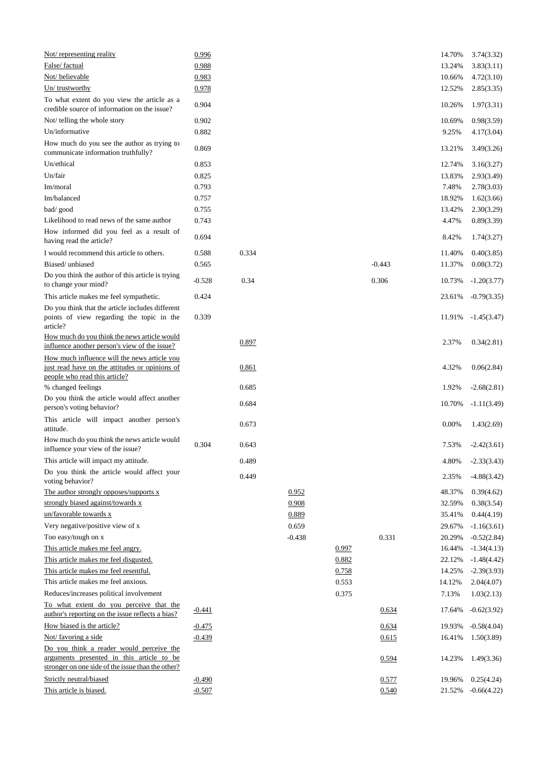| | | | | | | | |
|---|---|---|---|---|---|---|---|
| Not/ representing reality | 0.996 | | | | | 14.70% | 3.74(3.32) |
| False/ factual | 0.988 | | | | | 13.24% | 3.83(3.11) |
| Not/ believable | 0.983 | | | | | 10.66% | 4.72(3.10) |
| Un/ trustworthy | 0.978 | | | | | 12.52% | 2.85(3.35) |
| To what extent do you view the article as a credible source of information on the issue? | 0.904 | | | | | 10.26% | 1.97(3.31) |
| Not/ telling the whole story | 0.902 | | | | | 10.69% | 0.98(3.59) |
| Un/informative | 0.882 | | | | | 9.25% | 4.17(3.04) |
| How much do you see the author as trying to communicate information truthfully? | 0.869 | | | | | 13.21% | 3.49(3.26) |
| Un/ethical | 0.853 | | | | | 12.74% | 3.16(3.27) |
| Un/fair | 0.825 | | | | | 13.83% | 2.93(3.49) |
| Im/moral | 0.793 | | | | | 7.48% | 2.78(3.03) |
| Im/balanced | 0.757 | | | | | 18.92% | 1.62(3.66) |
| bad/ good | 0.755 | | | | | 13.42% | 2.30(3.29) |
| Likelihood to read news of the same author | 0.743 | | | | | 4.47% | 0.89(3.39) |
| How informed did you feel as a result of having read the article? | 0.694 | | | | | 8.42% | 1.74(3.27) |
| I would recommend this article to others. | 0.588 | 0.334 | | | | 11.40% | 0.40(3.85) |
| Biased/ unbiased | 0.565 | | | | -0.443 | 11.37% | 0.08(3.72) |
| Do you think the author of this article is trying to change your mind? | -0.528 | 0.34 | | | 0.306 | 10.73% | -1.20(3.77) |
| This article makes me feel sympathetic. | 0.424 | | | | | 23.61% | -0.79(3.35) |
| Do you think that the article includes different points of view regarding the topic in the article? | 0.339 | | | | | 11.91% | -1.45(3.47) |
| How much do you think the news article would influence another person's view of the issue? | | 0.897 | | | | 2.37% | 0.34(2.81) |
| How much influence will the news article you just read have on the attitudes or opinions of people who read this article? | | 0.861 | | | | 4.32% | 0.06(2.84) |
| % changed feelings | | 0.685 | | | | 1.92% | -2.68(2.81) |
| Do you think the article would affect another person's voting behavior? | | 0.684 | | | | 10.70% | -1.11(3.49) |
| This article will impact another person's attitude. | | 0.673 | | | | 0.00% | 1.43(2.69) |
| How much do you think the news article would influence your view of the issue? | 0.304 | 0.643 | | | | 7.53% | -2.42(3.61) |
| This article will impact my attitude. | | 0.489 | | | | 4.80% | -2.33(3.43) |
| Do you think the article would affect your voting behavior? | | 0.449 | | | | 2.35% | -4.88(3.42) |
| The author strongly opposes/supports x | | | 0.952 | | | 48.37% | 0.39(4.62) |
| strongly biased against/towards x | | | 0.908 | | | 32.59% | 0.38(3.54) |
| un/favorable towards x | | | 0.889 | | | 35.41% | 0.44(4.19) |
| Very negative/positive view of x | | | 0.659 | | | 29.67% | -1.16(3.61) |
| Too easy/tough on x | | | -0.438 | | 0.331 | 20.29% | -0.52(2.84) |
| This article makes me feel angry. | | | | 0.997 | | 16.44% | -1.34(4.13) |
| This article makes me feel disgusted. | | | | 0.882 | | 22.12% | -1.48(4.42) |
| This article makes me feel resentful. | | | | 0.758 | | 14.25% | -2.39(3.93) |
| This article makes me feel anxious. | | | | 0.553 | | 14.12% | 2.04(4.07) |
| Reduces/increases political involvement | | | | 0.375 | | 7.13% | 1.03(2.13) |
| To what extent do you perceive that the author's reporting on the issue reflects a bias? | -0.441 | | | | 0.634 | 17.64% | -0.62(3.92) |
| How biased is the article? | -0.475 | | | | 0.634 | 19.93% | -0.58(4.04) |
| Not/ favoring a side | -0.439 | | | | 0.615 | 16.41% | 1.50(3.89) |
| Do you think a reader would perceive the arguments presented in this article to be stronger on one side of the issue than the other? | | | | | 0.594 | 14.23% | 1.49(3.36) |
| Strictly neutral/biased | -0.490 | | | | 0.577 | 19.96% | 0.25(4.24) |
| This article is biased. | -0.507 | | | | 0.540 | 21.52% | -0.66(4.22) |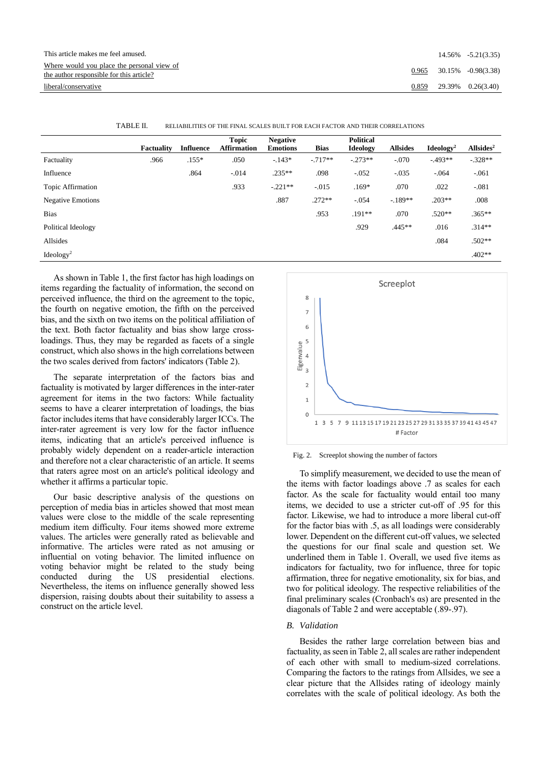| | | | |
|---|---|---|---|
| This article makes me feel amused. | | 14.56% | -5.21(3.35) |
| Where would you place the personal view of the author responsible for this article? | 0.965 | 30.15% | -0.98(3.38) |
| liberal/conservative | 0.859 | 29.39% | 0.26(3.40) |

TABLE II. RELIABILITIES OF THE FINAL SCALES BUILT FOR EACH FACTOR AND THEIR CORRELATIONS

| | Factuality | Influence | Topic Affirmation | Negative Emotions | Bias | Political Ideology | Allsides | Ideology$^2$ | Allsides$^2$ |
|---|---|---|---|---|---|---|---|---|---|
| Factuality | .966 | .155* | .050 | -.143* | -.717** | -.273** | -.070 | -.493** | -.328** |
| Influence | | .864 | -.014 | .235** | .098 | -.052 | -.035 | -.064 | -.061 |
| Topic Affirmation | | | .933 | -.221** | -.015 | .169* | .070 | .022 | -.081 |
| Negative Emotions | | | | .887 | .272** | -.054 | -.189** | .203** | .008 |
| Bias | | | | | .953 | .191** | .070 | .520** | .365** |
| Political Ideology | | | | | | .929 | .445** | .016 | .314** |
| Allsides | | | | | | | | .084 | .502** |
| Ideology$^2$ | | | | | | | | | .402** |

As shown in Table 1, the first factor has high loadings on items regarding the factuality of information, the second on perceived influence, the third on the agreement to the topic, the fourth on negative emotion, the fifth on the perceived bias, and the sixth on two items on the political affiliation of the text. Both factor factuality and bias show large cross-loadings. Thus, they may be regarded as facets of a single construct, which also shows in the high correlations between the two scales derived from factors' indicators (Table 2).

The separate interpretation of the factors bias and factuality is motivated by larger differences in the inter-rater agreement for items in the two factors: While factuality seems to have a clearer interpretation of loadings, the bias factor includes items that have considerably larger ICCs. The inter-rater agreement is very low for the factor influence items, indicating that an article's perceived influence is probably widely dependent on a reader-article interaction and therefore not a clear characteristic of an article. It seems that raters agree most on an article's political ideology and whether it affirms a particular topic.

Our basic descriptive analysis of the questions on perception of media bias in articles showed that most mean values were close to the middle of the scale representing medium item difficulty. Four items showed more extreme values. The articles were generally rated as believable and informative. The articles were rated as not amusing or influential on voting behavior. The limited influence on voting behavior might be related to the study being conducted during the US presidential elections. Nevertheless, the items on influence generally showed less dispersion, raising doubts about their suitability to assess a construct on the article level.

Fig. 2. Screeplot showing the number of factors

To simplify measurement, we decided to use the mean of the items with factor loadings above .7 as scales for each factor. As the scale for factuality would entail too many items, we decided to use a stricter cut-off of .95 for this factor. Likewise, we had to introduce a more liberal cut-off for the factor bias with .5, as all loadings were considerably lower. Dependent on the different cut-off values, we selected the questions for our final scale and question set. We underlined them in Table 1. Overall, we used five items as indicators for factuality, two for influence, three for topic affirmation, three for negative emotionality, six for bias, and two for political ideology. The respective reliabilities of the final preliminary scales (Cronbach's αs) are presented in the diagonals of Table 2 and were acceptable (.89-.97).

### B. Validation

Besides the rather large correlation between bias and factuality, as seen in Table 2, all scales are rather independent of each other with small to medium-sized correlations. Comparing the factors to the ratings from Allsides, we see a clear picture that the Allsides rating of ideology mainly correlates with the scale of political ideology. As both the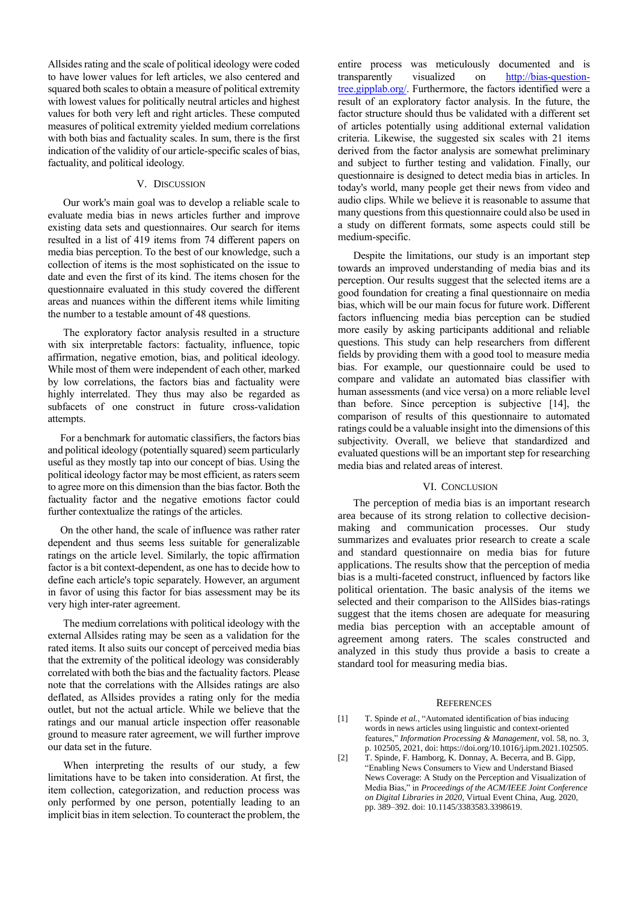Allsides rating and the scale of political ideology were coded to have lower values for left articles, we also centered and squared both scales to obtain a measure of political extremity with lowest values for politically neutral articles and highest values for both very left and right articles. These computed measures of political extremity yielded medium correlations with both bias and factuality scales. In sum, there is the first indication of the validity of our article-specific scales of bias, factuality, and political ideology.

## V. Discussion

Our work's main goal was to develop a reliable scale to evaluate media bias in news articles further and improve existing data sets and questionnaires. Our search for items resulted in a list of 419 items from 74 different papers on media bias perception. To the best of our knowledge, such a collection of items is the most sophisticated on the issue to date and even the first of its kind. The items chosen for the questionnaire evaluated in this study covered the different areas and nuances within the different items while limiting the number to a testable amount of 48 questions.

The exploratory factor analysis resulted in a structure with six interpretable factors: factuality, influence, topic affirmation, negative emotion, bias, and political ideology. While most of them were independent of each other, marked by low correlations, the factors bias and factuality were highly interrelated. They thus may also be regarded as subfacets of one construct in future cross-validation attempts.

For a benchmark for automatic classifiers, the factors bias and political ideology (potentially squared) seem particularly useful as they mostly tap into our concept of bias. Using the political ideology factor may be most efficient, as raters seem to agree more on this dimension than the bias factor. Both the factuality factor and the negative emotions factor could further contextualize the ratings of the articles.

On the other hand, the scale of influence was rather rater dependent and thus seems less suitable for generalizable ratings on the article level. Similarly, the topic affirmation factor is a bit context-dependent, as one has to decide how to define each article's topic separately. However, an argument in favor of using this factor for bias assessment may be its very high inter-rater agreement.

The medium correlations with political ideology with the external Allsides rating may be seen as a validation for the rated items. It also suits our concept of perceived media bias that the extremity of the political ideology was considerably correlated with both the bias and the factuality factors. Please note that the correlations with the Allsides ratings are also deflated, as Allsides provides a rating only for the media outlet, but not the actual article. While we believe that the ratings and our manual article inspection offer reasonable ground to measure rater agreement, we will further improve our data set in the future.

When interpreting the results of our study, a few limitations have to be taken into consideration. At first, the item collection, categorization, and reduction process was only performed by one person, potentially leading to an implicit bias in item selection. To counteract the problem, the entire process was meticulously documented and is transparently visualized on http://bias-question-tree.gipplab.org/. Furthermore, the factors identified were a result of an exploratory factor analysis. In the future, the factor structure should thus be validated with a different set of articles potentially using additional external validation criteria. Likewise, the suggested six scales with 21 items derived from the factor analysis are somewhat preliminary and subject to further testing and validation. Finally, our questionnaire is designed to detect media bias in articles. In today's world, many people get their news from video and audio clips. While we believe it is reasonable to assume that many questions from this questionnaire could also be used in a study on different formats, some aspects could still be medium-specific.

Despite the limitations, our study is an important step towards an improved understanding of media bias and its perception. Our results suggest that the selected items are a good foundation for creating a final questionnaire on media bias, which will be our main focus for future work. Different factors influencing media bias perception can be studied more easily by asking participants additional and reliable questions. This study can help researchers from different fields by providing them with a good tool to measure media bias. For example, our questionnaire could be used to compare and validate an automated bias classifier with human assessments (and vice versa) on a more reliable level than before. Since perception is subjective [14], the comparison of results of this questionnaire to automated ratings could be a valuable insight into the dimensions of this subjectivity. Overall, we believe that standardized and evaluated questions will be an important step for researching media bias and related areas of interest.

## VI. Conclusion

The perception of media bias is an important research area because of its strong relation to collective decision-making and communication processes. Our study summarizes and evaluates prior research to create a scale and standard questionnaire on media bias for future applications. The results show that the perception of media bias is a multi-faceted construct, influenced by factors like political orientation. The basic analysis of the items we selected and their comparison to the AllSides bias-ratings suggest that the items chosen are adequate for measuring media bias perception with an acceptable amount of agreement among raters. The scales constructed and analyzed in this study thus provide a basis to create a standard tool for measuring media bias.

## References

[1] T. Spinde *et al.*, "Automated identification of bias inducing words in news articles using linguistic and context-oriented features," *Information Processing & Management*, vol. 58, no. 3, p. 102505, 2021, doi: https://doi.org/10.1016/j.ipm.2021.102505.

[2] T. Spinde, F. Hamborg, K. Donnay, A. Becerra, and B. Gipp, "Enabling News Consumers to View and Understand Biased News Coverage: A Study on the Perception and Visualization of Media Bias," in *Proceedings of the ACM/IEEE Joint Conference on Digital Libraries in 2020*, Virtual Event China, Aug. 2020, pp. 389–392. doi: 10.1145/3383583.3398619.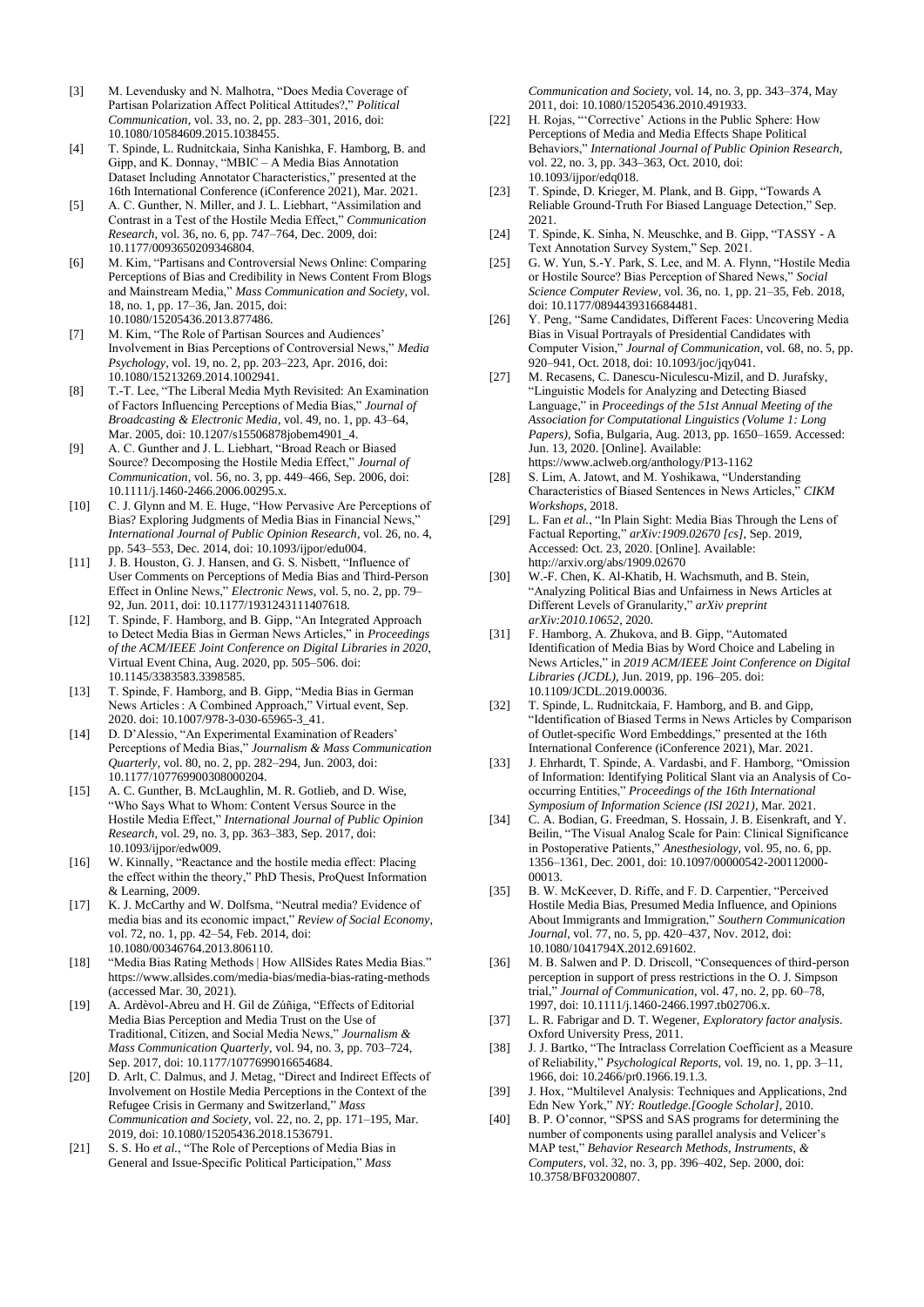[3] M. Levendusky and N. Malhotra, "Does Media Coverage of Partisan Polarization Affect Political Attitudes?," *Political Communication*, vol. 33, no. 2, pp. 283–301, 2016, doi: 10.1080/10584609.2015.1038455.

[4] T. Spinde, L. Rudnitckaia, Sinha Kanishka, F. Hamborg, B. and Gipp, and K. Donnay, "MBIC – A Media Bias Annotation Dataset Including Annotator Characteristics," presented at the 16th International Conference (iConference 2021), Mar. 2021.

[5] A. C. Gunther, N. Miller, and J. L. Liebhart, "Assimilation and Contrast in a Test of the Hostile Media Effect," *Communication Research*, vol. 36, no. 6, pp. 747–764, Dec. 2009, doi: 10.1177/0093650209346804.

[6] M. Kim, "Partisans and Controversial News Online: Comparing Perceptions of Bias and Credibility in News Content From Blogs and Mainstream Media," *Mass Communication and Society*, vol. 18, no. 1, pp. 17–36, Jan. 2015, doi: 10.1080/15205436.2013.877486.

[7] M. Kim, "The Role of Partisan Sources and Audiences' Involvement in Bias Perceptions of Controversial News," *Media Psychology*, vol. 19, no. 2, pp. 203–223, Apr. 2016, doi: 10.1080/15213269.2014.1002941.

[8] T.-T. Lee, "The Liberal Media Myth Revisited: An Examination of Factors Influencing Perceptions of Media Bias," *Journal of Broadcasting & Electronic Media*, vol. 49, no. 1, pp. 43–64, Mar. 2005, doi: 10.1207/s15506878jobem4901_4.

[9] A. C. Gunther and J. L. Liebhart, "Broad Reach or Biased Source? Decomposing the Hostile Media Effect," *Journal of Communication*, vol. 56, no. 3, pp. 449–466, Sep. 2006, doi: 10.1111/j.1460-2466.2006.00295.x.

[10] C. J. Glynn and M. E. Huge, "How Pervasive Are Perceptions of Bias? Exploring Judgments of Media Bias in Financial News," *International Journal of Public Opinion Research*, vol. 26, no. 4, pp. 543–553, Dec. 2014, doi: 10.1093/ijpor/edu004.

[11] J. B. Houston, G. J. Hansen, and G. S. Nisbett, "Influence of User Comments on Perceptions of Media Bias and Third-Person Effect in Online News," *Electronic News*, vol. 5, no. 2, pp. 79–92, Jun. 2011, doi: 10.1177/1931243111407618.

[12] T. Spinde, F. Hamborg, and B. Gipp, "An Integrated Approach to Detect Media Bias in German News Articles," in *Proceedings of the ACM/IEEE Joint Conference on Digital Libraries in 2020*, Virtual Event China, Aug. 2020, pp. 505–506. doi: 10.1145/3383583.3398585.

[13] T. Spinde, F. Hamborg, and B. Gipp, "Media Bias in German News Articles : A Combined Approach," Virtual event, Sep. 2020. doi: 10.1007/978-3-030-65965-3_41.

[14] D. D'Alessio, "An Experimental Examination of Readers' Perceptions of Media Bias," *Journalism & Mass Communication Quarterly*, vol. 80, no. 2, pp. 282–294, Jun. 2003, doi: 10.1177/107769900308000204.

[15] A. C. Gunther, B. McLaughlin, M. R. Gotlieb, and D. Wise, "Who Says What to Whom: Content Versus Source in the Hostile Media Effect," *International Journal of Public Opinion Research*, vol. 29, no. 3, pp. 363–383, Sep. 2017, doi: 10.1093/ijpor/edw009.

[16] W. Kinnally, "Reactance and the hostile media effect: Placing the effect within the theory," PhD Thesis, ProQuest Information & Learning, 2009.

[17] K. J. McCarthy and W. Dolfsma, "Neutral media? Evidence of media bias and its economic impact," *Review of Social Economy*, vol. 72, no. 1, pp. 42–54, Feb. 2014, doi: 10.1080/00346764.2013.806110.

[18] "Media Bias Rating Methods | How AllSides Rates Media Bias." https://www.allsides.com/media-bias/media-bias-rating-methods (accessed Mar. 30, 2021).

[19] A. Ardèvol-Abreu and H. Gil de Zúñiga, "Effects of Editorial Media Bias Perception and Media Trust on the Use of Traditional, Citizen, and Social Media News," *Journalism & Mass Communication Quarterly*, vol. 94, no. 3, pp. 703–724, Sep. 2017, doi: 10.1177/1077699016654684.

[20] D. Arlt, C. Dalmus, and J. Metag, "Direct and Indirect Effects of Involvement on Hostile Media Perceptions in the Context of the Refugee Crisis in Germany and Switzerland," *Mass Communication and Society*, vol. 22, no. 2, pp. 171–195, Mar. 2019, doi: 10.1080/15205436.2018.1536791.

[21] S. S. Ho *et al.*, "The Role of Perceptions of Media Bias in General and Issue-Specific Political Participation," *Mass Communication and Society*, vol. 14, no. 3, pp. 343–374, May 2011, doi: 10.1080/15205436.2010.491933.

[22] H. Rojas, "'Corrective' Actions in the Public Sphere: How Perceptions of Media and Media Effects Shape Political Behaviors," *International Journal of Public Opinion Research*, vol. 22, no. 3, pp. 343–363, Oct. 2010, doi: 10.1093/ijpor/edq018.

[23] T. Spinde, D. Krieger, M. Plank, and B. Gipp, "Towards A Reliable Ground-Truth For Biased Language Detection," Sep. 2021.

[24] T. Spinde, K. Sinha, N. Meuschke, and B. Gipp, "TASSY - A Text Annotation Survey System," Sep. 2021.

[25] G. W. Yun, S.-Y. Park, S. Lee, and M. A. Flynn, "Hostile Media or Hostile Source? Bias Perception of Shared News," *Social Science Computer Review*, vol. 36, no. 1, pp. 21–35, Feb. 2018, doi: 10.1177/0894439316684481.

[26] Y. Peng, "Same Candidates, Different Faces: Uncovering Media Bias in Visual Portrayals of Presidential Candidates with Computer Vision," *Journal of Communication*, vol. 68, no. 5, pp. 920–941, Oct. 2018, doi: 10.1093/joc/jqy041.

[27] M. Recasens, C. Danescu-Niculescu-Mizil, and D. Jurafsky, "Linguistic Models for Analyzing and Detecting Biased Language," in *Proceedings of the 51st Annual Meeting of the Association for Computational Linguistics (Volume 1: Long Papers)*, Sofia, Bulgaria, Aug. 2013, pp. 1650–1659. Accessed: Jun. 13, 2020. [Online]. Available: https://www.aclweb.org/anthology/P13-1162

[28] S. Lim, A. Jatowt, and M. Yoshikawa, "Understanding Characteristics of Biased Sentences in News Articles," *CIKM Workshops*, 2018.

[29] L. Fan *et al.*, "In Plain Sight: Media Bias Through the Lens of Factual Reporting," *arXiv:1909.02670 [cs]*, Sep. 2019, Accessed: Oct. 23, 2020. [Online]. Available: http://arxiv.org/abs/1909.02670

[30] W.-F. Chen, K. Al-Khatib, H. Wachsmuth, and B. Stein, "Analyzing Political Bias and Unfairness in News Articles at Different Levels of Granularity," *arXiv preprint arXiv:2010.10652*, 2020.

[31] F. Hamborg, A. Zhukova, and B. Gipp, "Automated Identification of Media Bias by Word Choice and Labeling in News Articles," in *2019 ACM/IEEE Joint Conference on Digital Libraries (JCDL)*, Jun. 2019, pp. 196–205. doi: 10.1109/JCDL.2019.00036.

[32] T. Spinde, L. Rudnitckaia, F. Hamborg, and B. and Gipp, "Identification of Biased Terms in News Articles by Comparison of Outlet-specific Word Embeddings," presented at the 16th International Conference (iConference 2021), Mar. 2021.

[33] J. Ehrhardt, T. Spinde, A. Vardasbi, and F. Hamborg, "Omission of Information: Identifying Political Slant via an Analysis of Co-occurring Entities," *Proceedings of the 16th International Symposium of Information Science (ISI 2021)*, Mar. 2021.

[34] C. A. Bodian, G. Freedman, S. Hossain, J. B. Eisenkraft, and Y. Beilin, "The Visual Analog Scale for Pain: Clinical Significance in Postoperative Patients," *Anesthesiology*, vol. 95, no. 6, pp. 1356–1361, Dec. 2001, doi: 10.1097/00000542-200112000-00013.

[35] B. W. McKeever, D. Riffe, and F. D. Carpentier, "Perceived Hostile Media Bias, Presumed Media Influence, and Opinions About Immigrants and Immigration," *Southern Communication Journal*, vol. 77, no. 5, pp. 420–437, Nov. 2012, doi: 10.1080/1041794X.2012.691602.

[36] M. B. Salwen and P. D. Driscoll, "Consequences of third-person perception in support of press restrictions in the O. J. Simpson trial," *Journal of Communication*, vol. 47, no. 2, pp. 60–78, 1997, doi: 10.1111/j.1460-2466.1997.tb02706.x.

[37] L. R. Fabrigar and D. T. Wegener, *Exploratory factor analysis*. Oxford University Press, 2011.

[38] J. J. Bartko, "The Intraclass Correlation Coefficient as a Measure of Reliability," *Psychological Reports*, vol. 19, no. 1, pp. 3–11, 1966, doi: 10.2466/pr0.1966.19.1.3.

[39] J. Hox, "Multilevel Analysis: Techniques and Applications, 2nd Edn New York," *NY: Routledge.[Google Scholar]*, 2010.

[40] B. P. O'connor, "SPSS and SAS programs for determining the number of components using parallel analysis and Velicer's MAP test," *Behavior Research Methods, Instruments, & Computers*, vol. 32, no. 3, pp. 396–402, Sep. 2000, doi: 10.3758/BF03200807.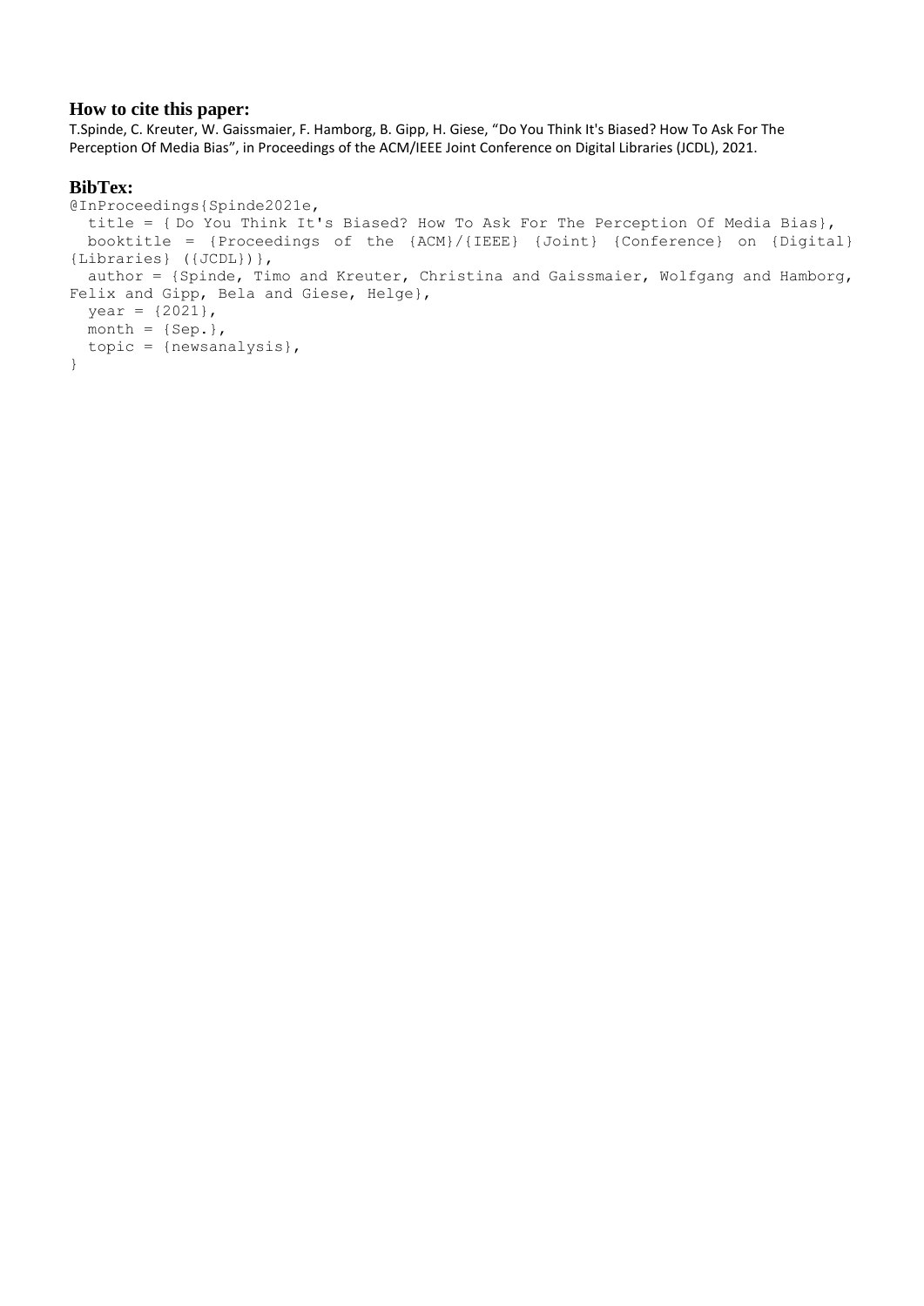## How to cite this paper:

T.Spinde, C. Kreuter, W. Gaissmaier, F. Hamborg, B. Gipp, H. Giese, "Do You Think It's Biased? How To Ask For The Perception Of Media Bias", in Proceedings of the ACM/IEEE Joint Conference on Digital Libraries (JCDL), 2021.

## BibTex:

```
@InProceedings{Spinde2021e,
  title = { Do You Think It's Biased? How To Ask For The Perception Of Media Bias},
  booktitle = {Proceedings of the {ACM}/{IEEE} {Joint} {Conference} on {Digital}
{Libraries} ({JCDL})},
  author = {Spinde, Timo and Kreuter, Christina and Gaissmaier, Wolfgang and Hamborg,
Felix and Gipp, Bela and Giese, Helge},
  year = {2021},
  month = {Sep.},
  topic = {newsanalysis},
}
```